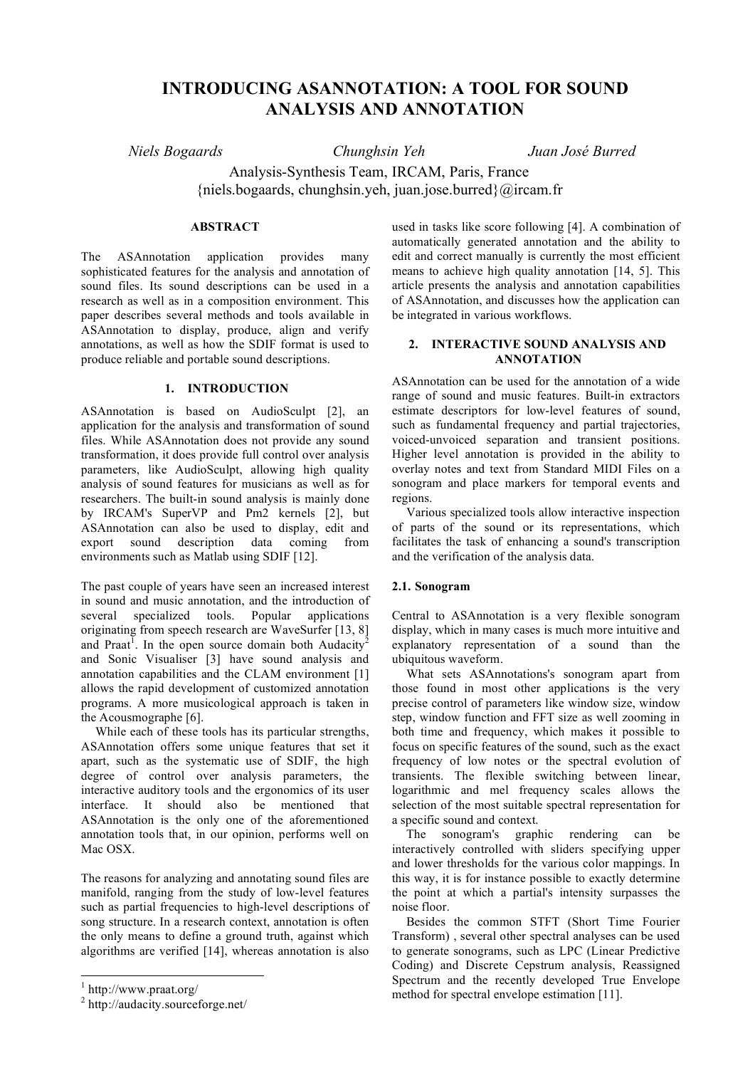# INTRODUCING ASANNOTATION: A TOOL FOR SOUND ANALYSIS AND ANNOTATION

*Niels Bogaards* *Chunghsin Yeh* *Juan José Burred*

Analysis-Synthesis Team, IRCAM, Paris, France
{niels.bogaards, chunghsin.yeh, juan.jose.burred}@ircam.fr

## ABSTRACT

The ASAnnotation application provides many sophisticated features for the analysis and annotation of sound files. Its sound descriptions can be used in a research as well as in a composition environment. This paper describes several methods and tools available in ASAnnotation to display, produce, align and verify annotations, as well as how the SDIF format is used to produce reliable and portable sound descriptions.

## 1. INTRODUCTION

ASAnnotation is based on AudioSculpt [2], an application for the analysis and transformation of sound files. While ASAnnotation does not provide any sound transformation, it does provide full control over analysis parameters, like AudioSculpt, allowing high quality analysis of sound features for musicians as well as for researchers. The built-in sound analysis is mainly done by IRCAM's SuperVP and Pm2 kernels [2], but ASAnnotation can also be used to display, edit and export sound description data coming from environments such as Matlab using SDIF [12].

The past couple of years have seen an increased interest in sound and music annotation, and the introduction of several specialized tools. Popular applications originating from speech research are WaveSurfer [13, 8] and Praat[1]. In the open source domain both Audacity[2] and Sonic Visualiser [3] have sound analysis and annotation capabilities and the CLAM environment [1] allows the rapid development of customized annotation programs. A more musicological approach is taken in the Acousmographe [6].

While each of these tools has its particular strengths, ASAnnotation offers some unique features that set it apart, such as the systematic use of SDIF, the high degree of control over analysis parameters, the interactive auditory tools and the ergonomics of its user interface. It should also be mentioned that ASAnnotation is the only one of the aforementioned annotation tools that, in our opinion, performs well on Mac OSX.

The reasons for analyzing and annotating sound files are manifold, ranging from the study of low-level features such as partial frequencies to high-level descriptions of song structure. In a research context, annotation is often the only means to define a ground truth, against which algorithms are verified [14], whereas annotation is also used in tasks like score following [4]. A combination of automatically generated annotation and the ability to edit and correct manually is currently the most efficient means to achieve high quality annotation [14, 5]. This article presents the analysis and annotation capabilities of ASAnnotation, and discusses how the application can be integrated in various workflows.

## 2. INTERACTIVE SOUND ANALYSIS AND ANNOTATION

ASAnnotation can be used for the annotation of a wide range of sound and music features. Built-in extractors estimate descriptors for low-level features of sound, such as fundamental frequency and partial trajectories, voiced-unvoiced separation and transient positions. Higher level annotation is provided in the ability to overlay notes and text from Standard MIDI Files on a sonogram and place markers for temporal events and regions.

Various specialized tools allow interactive inspection of parts of the sound or its representations, which facilitates the task of enhancing a sound's transcription and the verification of the analysis data.

### 2.1. Sonogram

Central to ASAnnotation is a very flexible sonogram display, which in many cases is much more intuitive and explanatory representation of a sound than the ubiquitous waveform.

What sets ASAnnotations's sonogram apart from those found in most other applications is the very precise control of parameters like window size, window step, window function and FFT size as well zooming in both time and frequency, which makes it possible to focus on specific features of the sound, such as the exact frequency of low notes or the spectral evolution of transients. The flexible switching between linear, logarithmic and mel frequency scales allows the selection of the most suitable spectral representation for a specific sound and context.

The sonogram's graphic rendering can be interactively controlled with sliders specifying upper and lower thresholds for the various color mappings. In this way, it is for instance possible to exactly determine the point at which a partial's intensity surpasses the noise floor.

Besides the common STFT (Short Time Fourier Transform) , several other spectral analyses can be used to generate sonograms, such as LPC (Linear Predictive Coding) and Discrete Cepstrum analysis, Reassigned Spectrum and the recently developed True Envelope method for spectral envelope estimation [11].

---

[1] http://www.praat.org/

[2] http://audacity.sourceforge.net/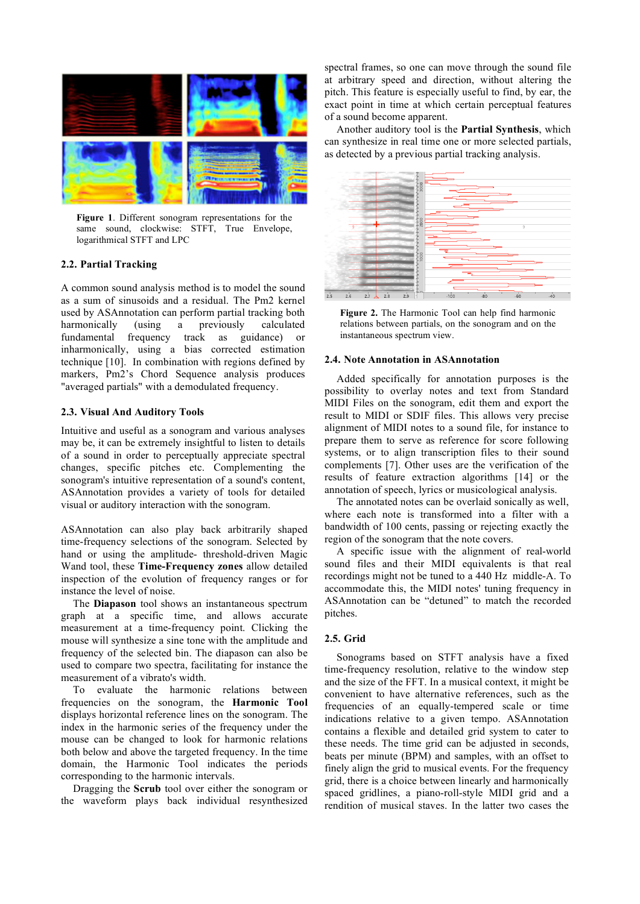**Figure 1**. Different sonogram representations for the same sound, clockwise: STFT, True Envelope, logarithmical STFT and LPC

### 2.2. Partial Tracking

A common sound analysis method is to model the sound as a sum of sinusoids and a residual. The Pm2 kernel used by ASAnnotation can perform partial tracking both harmonically (using a previously calculated fundamental frequency track as guidance) or inharmonically, using a bias corrected estimation technique [10]. In combination with regions defined by markers, Pm2's Chord Sequence analysis produces "averaged partials" with a demodulated frequency.

### 2.3. Visual And Auditory Tools

Intuitive and useful as a sonogram and various analyses may be, it can be extremely insightful to listen to details of a sound in order to perceptually appreciate spectral changes, specific pitches etc. Complementing the sonogram's intuitive representation of a sound's content, ASAnnotation provides a variety of tools for detailed visual or auditory interaction with the sonogram.

ASAnnotation can also play back arbitrarily shaped time-frequency selections of the sonogram. Selected by hand or using the amplitude- threshold-driven Magic Wand tool, these **Time-Frequency zones** allow detailed inspection of the evolution of frequency ranges or for instance the level of noise.

The **Diapason** tool shows an instantaneous spectrum graph at a specific time, and allows accurate measurement at a time-frequency point. Clicking the mouse will synthesize a sine tone with the amplitude and frequency of the selected bin. The diapason can also be used to compare two spectra, facilitating for instance the measurement of a vibrato's width.

To evaluate the harmonic relations between frequencies on the sonogram, the **Harmonic Tool** displays horizontal reference lines on the sonogram. The index in the harmonic series of the frequency under the mouse can be changed to look for harmonic relations both below and above the targeted frequency. In the time domain, the Harmonic Tool indicates the periods corresponding to the harmonic intervals.

Dragging the **Scrub** tool over either the sonogram or the waveform plays back individual resynthesized spectral frames, so one can move through the sound file at arbitrary speed and direction, without altering the pitch. This feature is especially useful to find, by ear, the exact point in time at which certain perceptual features of a sound become apparent.

Another auditory tool is the **Partial Synthesis**, which can synthesize in real time one or more selected partials, as detected by a previous partial tracking analysis.

**Figure 2.** The Harmonic Tool can help find harmonic relations between partials, on the sonogram and on the instantaneous spectrum view.

### 2.4. Note Annotation in ASAnnotation

Added specifically for annotation purposes is the possibility to overlay notes and text from Standard MIDI Files on the sonogram, edit them and export the result to MIDI or SDIF files. This allows very precise alignment of MIDI notes to a sound file, for instance to prepare them to serve as reference for score following systems, or to align transcription files to their sound complements [7]. Other uses are the verification of the results of feature extraction algorithms [14] or the annotation of speech, lyrics or musicological analysis.

The annotated notes can be overlaid sonically as well, where each note is transformed into a filter with a bandwidth of 100 cents, passing or rejecting exactly the region of the sonogram that the note covers.

A specific issue with the alignment of real-world sound files and their MIDI equivalents is that real recordings might not be tuned to a 440 Hz middle-A. To accommodate this, the MIDI notes' tuning frequency in ASAnnotation can be "detuned" to match the recorded pitches.

### 2.5. Grid

Sonograms based on STFT analysis have a fixed time-frequency resolution, relative to the window step and the size of the FFT. In a musical context, it might be convenient to have alternative references, such as the frequencies of an equally-tempered scale or time indications relative to a given tempo. ASAnnotation contains a flexible and detailed grid system to cater to these needs. The time grid can be adjusted in seconds, beats per minute (BPM) and samples, with an offset to finely align the grid to musical events. For the frequency grid, there is a choice between linearly and harmonically spaced gridlines, a piano-roll-style MIDI grid and a rendition of musical staves. In the latter two cases the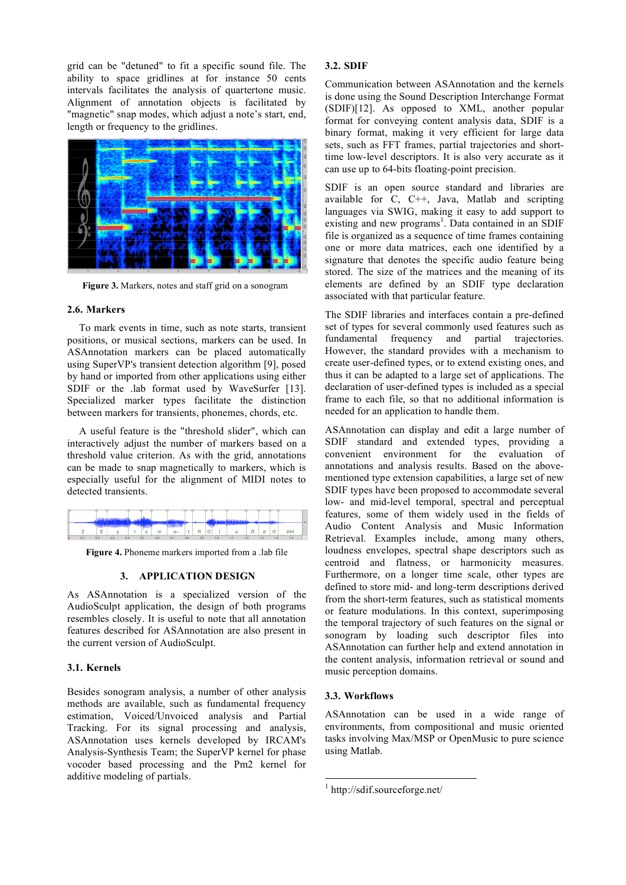grid can be "detuned" to fit a specific sound file. The ability to space gridlines at for instance 50 cents intervals facilitates the analysis of quartertone music. Alignment of annotation objects is facilitated by "magnetic" snap modes, which adjust a note's start, end, length or frequency to the gridlines.

**Figure 3.** Markers, notes and staff grid on a sonogram

### 2.6. Markers

To mark events in time, such as note starts, transient positions, or musical sections, markers can be used. In ASAnnotation markers can be placed automatically using SuperVP's transient detection algorithm [9], posed by hand or imported from other applications using either SDIF or the .lab format used by WaveSurfer [13]. Specialized marker types facilitate the distinction between markers for transients, phonemes, chords, etc.

A useful feature is the "threshold slider", which can interactively adjust the number of markers based on a threshold value criterion. As with the grid, annotations can be made to snap magnetically to markers, which is especially useful for the alignment of MIDI notes to detected transients.

**Figure 4.** Phoneme markers imported from a .lab file

## 3. APPLICATION DESIGN

As ASAnnotation is a specialized version of the AudioSculpt application, the design of both programs resembles closely. It is useful to note that all annotation features described for ASAnnotation are also present in the current version of AudioSculpt.

### 3.1. Kernels

Besides sonogram analysis, a number of other analysis methods are available, such as fundamental frequency estimation, Voiced/Unvoiced analysis and Partial Tracking. For its signal processing and analysis, ASAnnotation uses kernels developed by IRCAM's Analysis-Synthesis Team; the SuperVP kernel for phase vocoder based processing and the Pm2 kernel for additive modeling of partials.

### 3.2. SDIF

Communication between ASAnnotation and the kernels is done using the Sound Description Interchange Format (SDIF)[12]. As opposed to XML, another popular format for conveying content analysis data, SDIF is a binary format, making it very efficient for large data sets, such as FFT frames, partial trajectories and short-time low-level descriptors. It is also very accurate as it can use up to 64-bits floating-point precision.

SDIF is an open source standard and libraries are available for C, C++, Java, Matlab and scripting languages via SWIG, making it easy to add support to existing and new programs[1]. Data contained in an SDIF file is organized as a sequence of time frames containing one or more data matrices, each one identified by a signature that denotes the specific audio feature being stored. The size of the matrices and the meaning of its elements are defined by an SDIF type declaration associated with that particular feature.

The SDIF libraries and interfaces contain a pre-defined set of types for several commonly used features such as fundamental frequency and partial trajectories. However, the standard provides with a mechanism to create user-defined types, or to extend existing ones, and thus it can be adapted to a large set of applications. The declaration of user-defined types is included as a special frame to each file, so that no additional information is needed for an application to handle them.

ASAnnotation can display and edit a large number of SDIF standard and extended types, providing a convenient environment for the evaluation of annotations and analysis results. Based on the above-mentioned type extension capabilities, a large set of new SDIF types have been proposed to accommodate several low- and mid-level temporal, spectral and perceptual features, some of them widely used in the fields of Audio Content Analysis and Music Information Retrieval. Examples include, among many others, loudness envelopes, spectral shape descriptors such as centroid and flatness, or harmonicity measures. Furthermore, on a longer time scale, other types are defined to store mid- and long-term descriptions derived from the short-term features, such as statistical moments or feature modulations. In this context, superimposing the temporal trajectory of such features on the signal or sonogram by loading such descriptor files into ASAnnotation can further help and extend annotation in the content analysis, information retrieval or sound and music perception domains.

### 3.3. Workflows

ASAnnotation can be used in a wide range of environments, from compositional and music oriented tasks involving Max/MSP or OpenMusic to pure science using Matlab.

[1] http://sdif.sourceforge.net/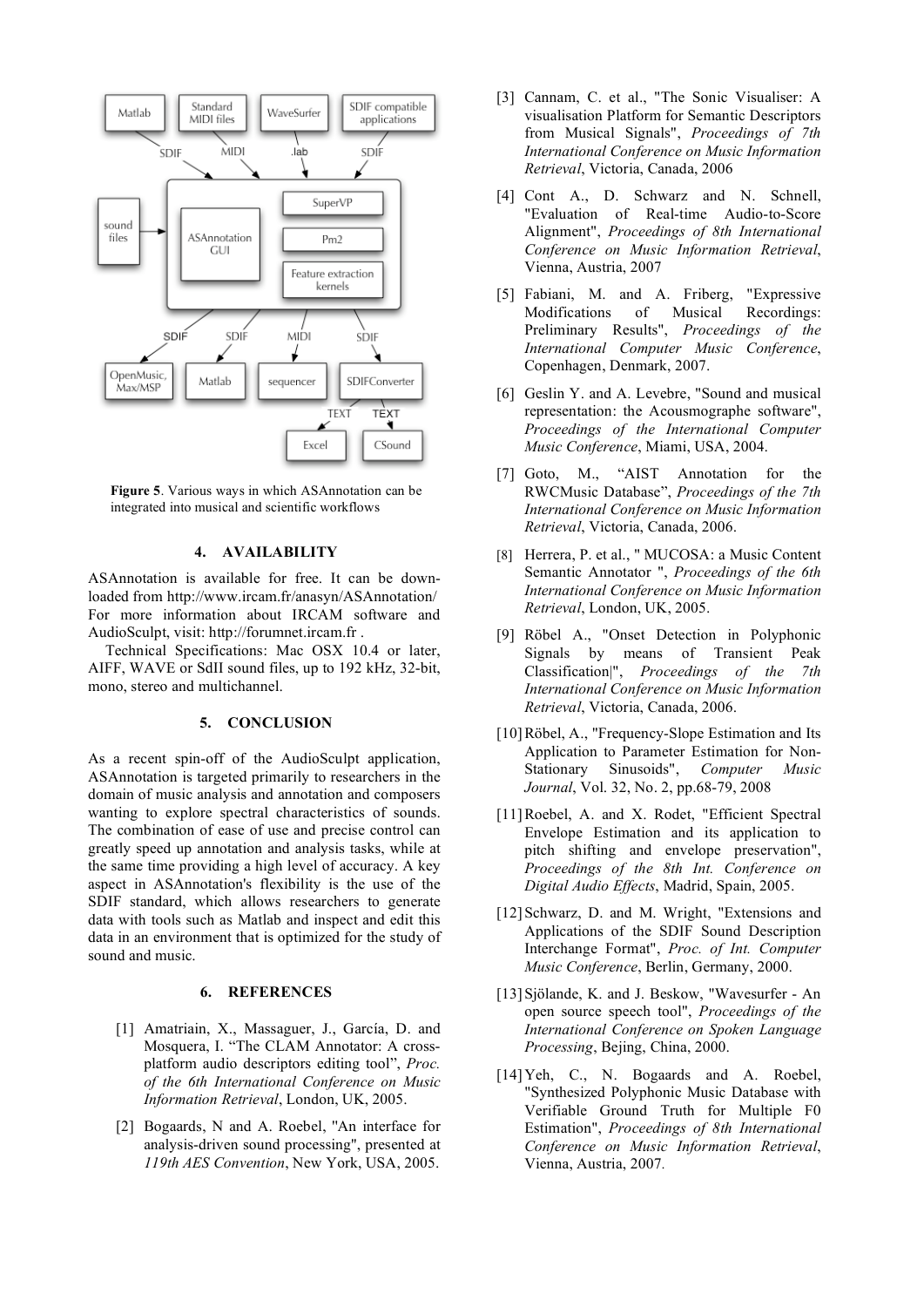Matlab

Standard MIDI files

WaveSurfer

SDIF compatible applications

SDIF

MIDI

.lab

SDIF

sound files

ASAnnotation GUI

SuperVP

Pm2

Feature extraction kernels

SDIF

SDIF

MIDI

SDIF

OpenMusic, Max/MSP

Matlab

sequencer

SDIFConverter

TEXT

TEXT

Excel

CSound

**Figure 5**. Various ways in which ASAnnotation can be integrated into musical and scientific workflows

## 4. AVAILABILITY

ASAnnotation is available for free. It can be downloaded from http://www.ircam.fr/anasyn/ASAnnotation/ For more information about IRCAM software and AudioSculpt, visit: http://forumnet.ircam.fr .

Technical Specifications: Mac OSX 10.4 or later, AIFF, WAVE or SdII sound files, up to 192 kHz, 32-bit, mono, stereo and multichannel.

## 5. CONCLUSION

As a recent spin-off of the AudioSculpt application, ASAnnotation is targeted primarily to researchers in the domain of music analysis and annotation and composers wanting to explore spectral characteristics of sounds. The combination of ease of use and precise control can greatly speed up annotation and analysis tasks, while at the same time providing a high level of accuracy. A key aspect in ASAnnotation's flexibility is the use of the SDIF standard, which allows researchers to generate data with tools such as Matlab and inspect and edit this data in an environment that is optimized for the study of sound and music.

## 6. REFERENCES

[1] Amatriain, X., Massaguer, J., García, D. and Mosquera, I. "The CLAM Annotator: A cross-platform audio descriptors editing tool", *Proc. of the 6th International Conference on Music Information Retrieval*, London, UK, 2005.

[2] Bogaards, N and A. Roebel, "An interface for analysis-driven sound processing", presented at *119th AES Convention*, New York, USA, 2005.

[3] Cannam, C. et al., "The Sonic Visualiser: A visualisation Platform for Semantic Descriptors from Musical Signals", *Proceedings of 7th International Conference on Music Information Retrieval*, Victoria, Canada, 2006

[4] Cont A., D. Schwarz and N. Schnell, "Evaluation of Real-time Audio-to-Score Alignment", *Proceedings of 8th International Conference on Music Information Retrieval*, Vienna, Austria, 2007

[5] Fabiani, M. and A. Friberg, "Expressive Modifications of Musical Recordings: Preliminary Results", *Proceedings of the International Computer Music Conference*, Copenhagen, Denmark, 2007.

[6] Geslin Y. and A. Levebre, "Sound and musical representation: the Acousmographe software", *Proceedings of the International Computer Music Conference*, Miami, USA, 2004.

[7] Goto, M., "AIST Annotation for the RWCMusic Database", *Proceedings of the 7th International Conference on Music Information Retrieval*, Victoria, Canada, 2006.

[8] Herrera, P. et al., " MUCOSA: a Music Content Semantic Annotator ", *Proceedings of the 6th International Conference on Music Information Retrieval*, London, UK, 2005.

[9] Röbel A., "Onset Detection in Polyphonic Signals by means of Transient Peak Classification|", *Proceedings of the 7th International Conference on Music Information Retrieval*, Victoria, Canada, 2006.

[10] Röbel, A., "Frequency-Slope Estimation and Its Application to Parameter Estimation for Non-Stationary Sinusoids", *Computer Music Journal*, Vol. 32, No. 2, pp.68-79, 2008

[11] Roebel, A. and X. Rodet, "Efficient Spectral Envelope Estimation and its application to pitch shifting and envelope preservation", *Proceedings of the 8th Int. Conference on Digital Audio Effects*, Madrid, Spain, 2005.

[12] Schwarz, D. and M. Wright, "Extensions and Applications of the SDIF Sound Description Interchange Format", *Proc. of Int. Computer Music Conference*, Berlin, Germany, 2000.

[13] Sjölande, K. and J. Beskow, "Wavesurfer - An open source speech tool", *Proceedings of the International Conference on Spoken Language Processing*, Bejing, China, 2000.

[14] Yeh, C., N. Bogaards and A. Roebel, "Synthesized Polyphonic Music Database with Verifiable Ground Truth for Multiple F0 Estimation", *Proceedings of 8th International Conference on Music Information Retrieval*, Vienna, Austria, 2007.